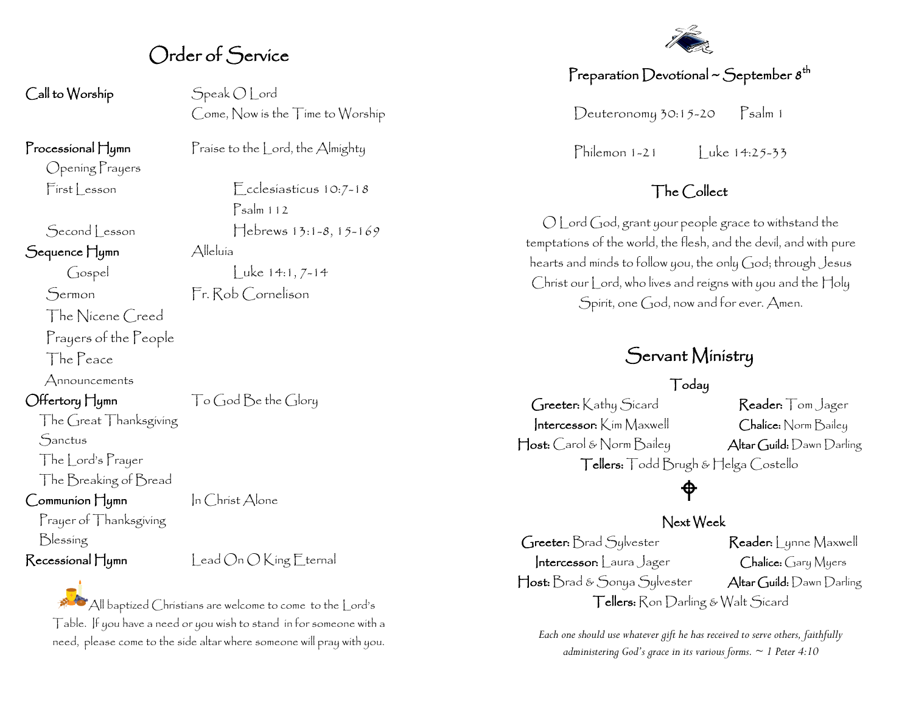# Order of Service

| | |
|---|---|
| **Call to Worship** | Speak O Lord |
| | Come, Now is the Time to Worship |
| **Processional Hymn** | Praise to the Lord, the Almighty |
| Opening Prayers | |
| First Lesson | Ecclesiasticus 10:7-18 |
| | Psalm 112 |
| Second Lesson | Hebrews 13:1-8, 15-169 |
| **Sequence Hymn** | Alleluia |
| Gospel | Luke 14:1, 7-14 |
| Sermon | Fr. Rob Cornelison |
| The Nicene Creed | |
| Prayers of the People | |
| The Peace | |
| Announcements | |
| **Offertory Hymn** | To God Be the Glory |
| The Great Thanksgiving | |
| Sanctus | |
| The Lord's Prayer | |
| The Breaking of Bread | |
| **Communion Hymn** | In Christ Alone |
| Prayer of Thanksgiving | |
| Blessing | |
| **Recessional Hymn** | Lead On O King Eternal |

All baptized Christians are welcome to come to the Lord's Table. If you have a need or you wish to stand in for someone with a need, please come to the side altar where someone will pray with you.

## Preparation Devotional ~ September 8th

Deuteronomy 30:15-20 Psalm 1

Philemon 1-21 Luke 14:25-33

## The Collect

O Lord God, grant your people grace to withstand the temptations of the world, the flesh, and the devil, and with pure hearts and minds to follow you, the only God; through Jesus Christ our Lord, who lives and reigns with you and the Holy Spirit, one God, now and for ever. Amen.

## Servant Ministry

### Today

**Greeter:** Kathy Sicard
**Reader:** Tom Jager
**Intercessor:** Kim Maxwell
**Chalice:** Norm Bailey
**Host:** Carol & Norm Bailey
**Altar Guild:** Dawn Darling
**Tellers:** Todd Brugh & Helga Costello

### Next Week

**Greeter:** Brad Sylvester
**Reader:** Lynne Maxwell
**Intercessor:** Laura Jager
**Chalice:** Gary Myers
**Host:** Brad & Sonya Sylvester
**Altar Guild:** Dawn Darling
**Tellers:** Ron Darling & Walt Sicard

*Each one should use whatever gift he has received to serve others, faithfully administering God's grace in its various forms. ~ 1 Peter 4:10*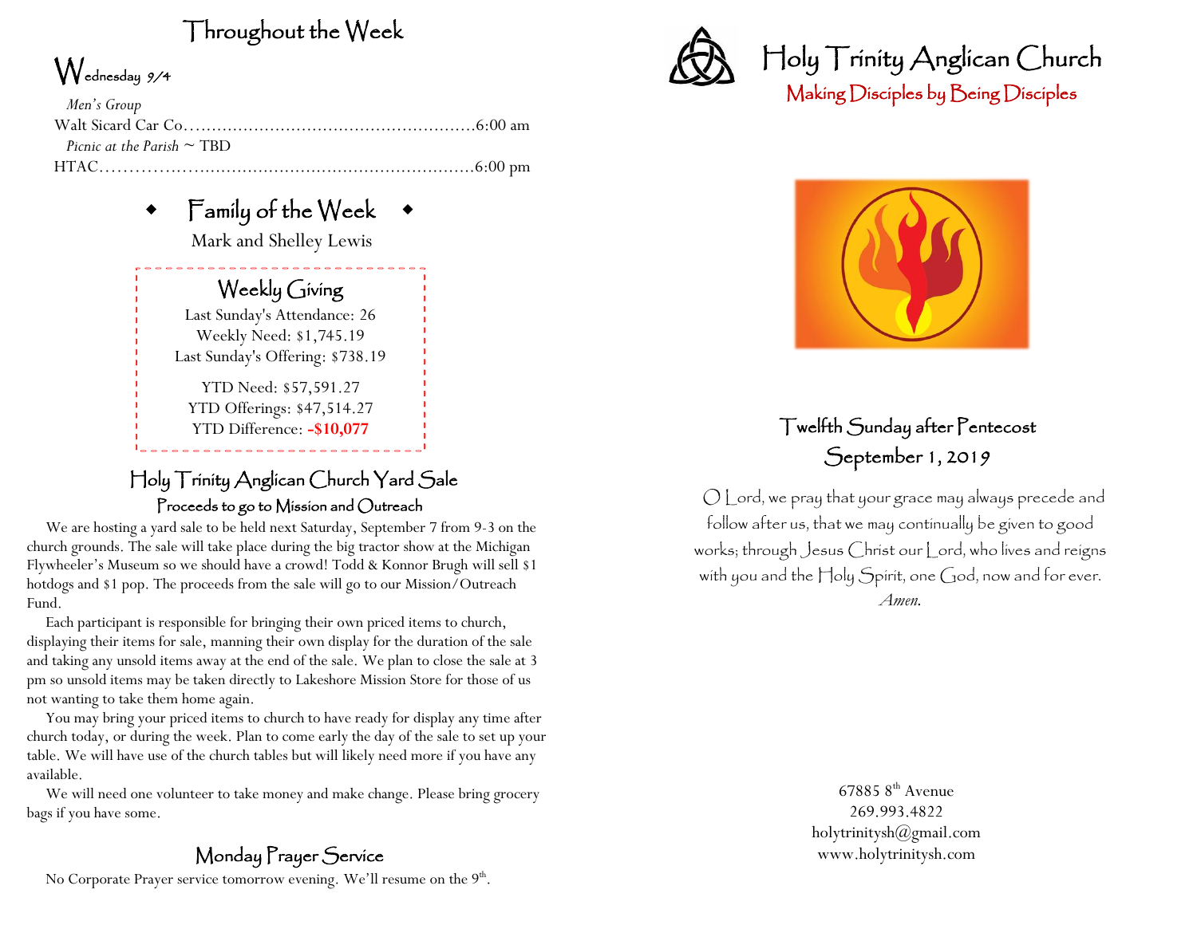# Throughout the Week

## Wednesday 9/4

*Men's Group*
Walt Sicard Car Co……………………………………………….6:00 am
*Picnic at the Parish* ~ TBD
HTAC………………………………………………………….6:00 pm

## ◆ Family of the Week ◆

Mark and Shelley Lewis

## Weekly Giving

Last Sunday's Attendance: 26
Weekly Need: $1,745.19
Last Sunday's Offering: $738.19

YTD Need: $57,591.27
YTD Offerings: $47,514.27
YTD Difference: **-$10,077**

## Holy Trinity Anglican Church Yard Sale

### Proceeds to go to Mission and Outreach

We are hosting a yard sale to be held next Saturday, September 7 from 9-3 on the church grounds. The sale will take place during the big tractor show at the Michigan Flywheeler's Museum so we should have a crowd! Todd & Konnor Brugh will sell $1 hotdogs and $1 pop. The proceeds from the sale will go to our Mission/Outreach Fund.

Each participant is responsible for bringing their own priced items to church, displaying their items for sale, manning their own display for the duration of the sale and taking any unsold items away at the end of the sale. We plan to close the sale at 3 pm so unsold items may be taken directly to Lakeshore Mission Store for those of us not wanting to take them home again.

You may bring your priced items to church to have ready for display any time after church today, or during the week. Plan to come early the day of the sale to set up your table. We will have use of the church tables but will likely need more if you have any available.

We will need one volunteer to take money and make change. Please bring grocery bags if you have some.

## Monday Prayer Service

No Corporate Prayer service tomorrow evening. We'll resume on the 9th.

# Holy Trinity Anglican Church

### Making Disciples by Being Disciples

## Twelfth Sunday after Pentecost
## September 1, 2019

O Lord, we pray that your grace may always precede and follow after us, that we may continually be given to good works; through Jesus Christ our Lord, who lives and reigns with you and the Holy Spirit, one God, now and for ever. *Amen.*

67885 8th Avenue
269.993.4822
holytrinitysh@gmail.com
www.holytrinitysh.com